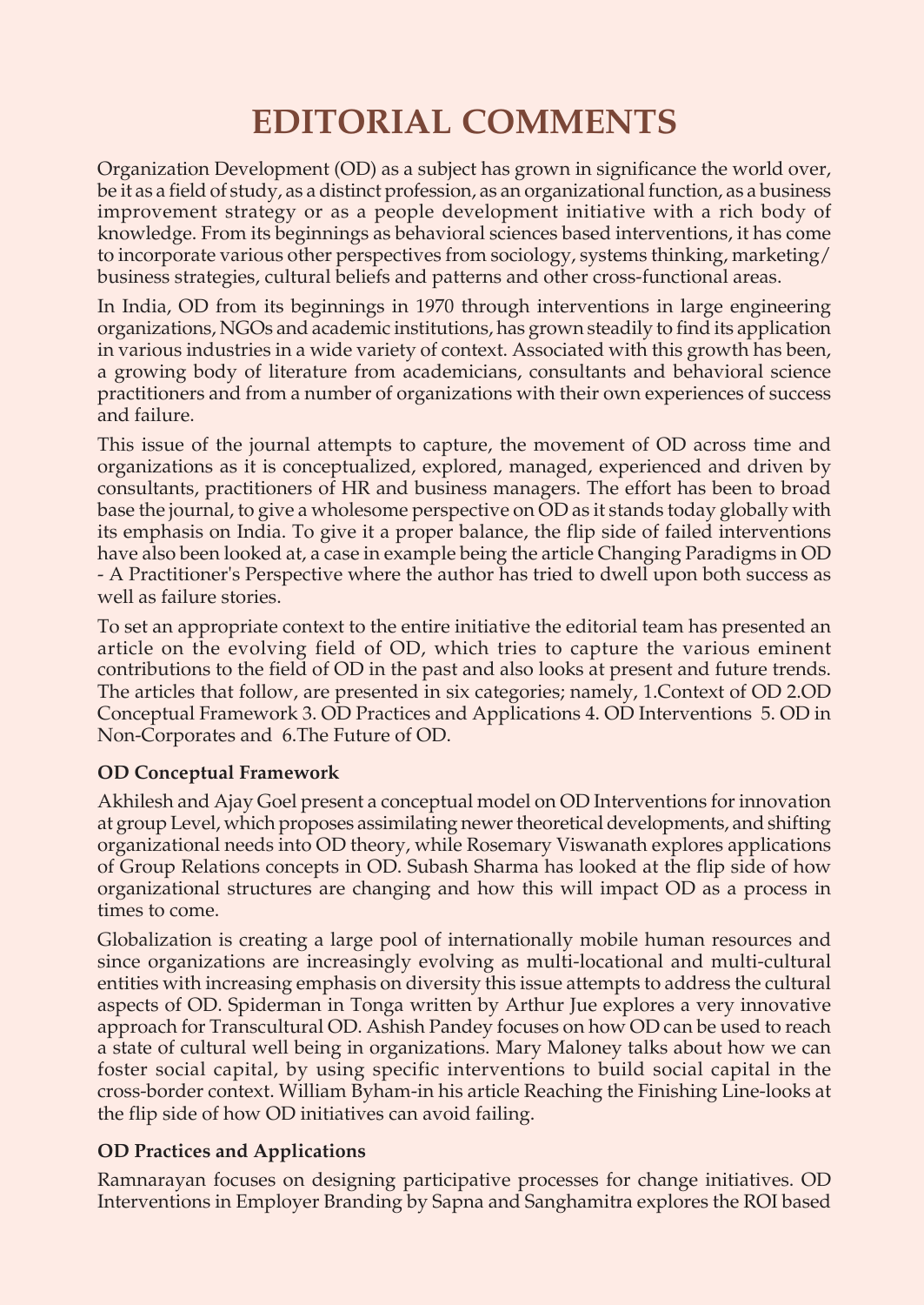# EDITORIAL COMMENTS

Organization Development (OD) as a subject has grown in significance the world over, be it as a field of study, as a distinct profession, as an organizational function, as a business improvement strategy or as a people development initiative with a rich body of knowledge. From its beginnings as behavioral sciences based interventions, it has come to incorporate various other perspectives from sociology, systems thinking, marketing/ business strategies, cultural beliefs and patterns and other cross-functional areas.

In India, OD from its beginnings in 1970 through interventions in large engineering organizations, NGOs and academic institutions, has grown steadily to find its application in various industries in a wide variety of context. Associated with this growth has been, a growing body of literature from academicians, consultants and behavioral science practitioners and from a number of organizations with their own experiences of success and failure.

This issue of the journal attempts to capture, the movement of OD across time and organizations as it is conceptualized, explored, managed, experienced and driven by consultants, practitioners of HR and business managers. The effort has been to broad base the journal, to give a wholesome perspective on OD as it stands today globally with its emphasis on India. To give it a proper balance, the flip side of failed interventions have also been looked at, a case in example being the article Changing Paradigms in OD - A Practitioner's Perspective where the author has tried to dwell upon both success as well as failure stories.

To set an appropriate context to the entire initiative the editorial team has presented an article on the evolving field of OD, which tries to capture the various eminent contributions to the field of OD in the past and also looks at present and future trends. The articles that follow, are presented in six categories; namely, 1.Context of OD 2.OD Conceptual Framework 3. OD Practices and Applications 4. OD Interventions 5. OD in Non-Corporates and 6.The Future of OD.

**OD Conceptual Framework**

Akhilesh and Ajay Goel present a conceptual model on OD Interventions for innovation at group Level, which proposes assimilating newer theoretical developments, and shifting organizational needs into OD theory, while Rosemary Viswanath explores applications of Group Relations concepts in OD. Subash Sharma has looked at the flip side of how organizational structures are changing and how this will impact OD as a process in times to come.

Globalization is creating a large pool of internationally mobile human resources and since organizations are increasingly evolving as multi-locational and multi-cultural entities with increasing emphasis on diversity this issue attempts to address the cultural aspects of OD. Spiderman in Tonga written by Arthur Jue explores a very innovative approach for Transcultural OD. Ashish Pandey focuses on how OD can be used to reach a state of cultural well being in organizations. Mary Maloney talks about how we can foster social capital, by using specific interventions to build social capital in the cross-border context. William Byham-in his article Reaching the Finishing Line-looks at the flip side of how OD initiatives can avoid failing.

**OD Practices and Applications**

Ramnarayan focuses on designing participative processes for change initiatives. OD Interventions in Employer Branding by Sapna and Sanghamitra explores the ROI based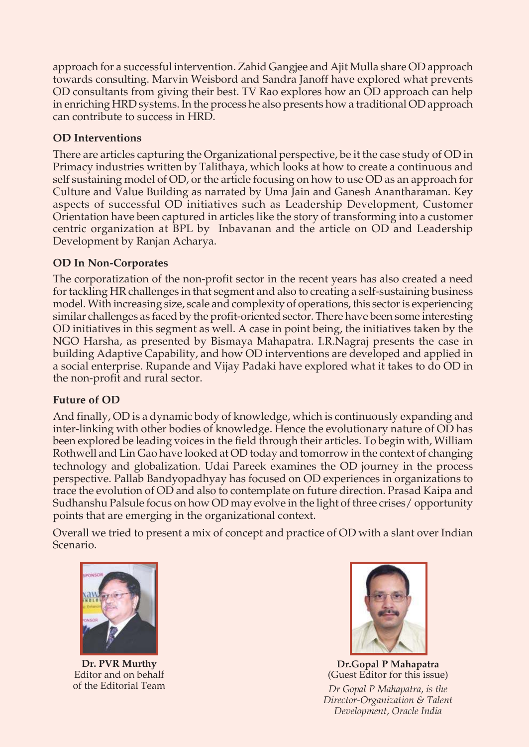approach for a successful intervention. Zahid Gangjee and Ajit Mulla share OD approach towards consulting. Marvin Weisbord and Sandra Janoff have explored what prevents OD consultants from giving their best. TV Rao explores how an OD approach can help in enriching HRD systems. In the process he also presents how a traditional OD approach can contribute to success in HRD.

**OD Interventions**

There are articles capturing the Organizational perspective, be it the case study of OD in Primacy industries written by Talithaya, which looks at how to create a continuous and self sustaining model of OD, or the article focusing on how to use OD as an approach for Culture and Value Building as narrated by Uma Jain and Ganesh Anantharaman. Key aspects of successful OD initiatives such as Leadership Development, Customer Orientation have been captured in articles like the story of transforming into a customer centric organization at BPL by Inbavanan and the article on OD and Leadership Development by Ranjan Acharya.

**OD In Non-Corporates**

The corporatization of the non-profit sector in the recent years has also created a need for tackling HR challenges in that segment and also to creating a self-sustaining business model. With increasing size, scale and complexity of operations, this sector is experiencing similar challenges as faced by the profit-oriented sector. There have been some interesting OD initiatives in this segment as well. A case in point being, the initiatives taken by the NGO Harsha, as presented by Bismaya Mahapatra. I.R.Nagraj presents the case in building Adaptive Capability, and how OD interventions are developed and applied in a social enterprise. Rupande and Vijay Padaki have explored what it takes to do OD in the non-profit and rural sector.

**Future of OD**

And finally, OD is a dynamic body of knowledge, which is continuously expanding and inter-linking with other bodies of knowledge. Hence the evolutionary nature of OD has been explored be leading voices in the field through their articles. To begin with, William Rothwell and Lin Gao have looked at OD today and tomorrow in the context of changing technology and globalization. Udai Pareek examines the OD journey in the process perspective. Pallab Bandyopadhyay has focused on OD experiences in organizations to trace the evolution of OD and also to contemplate on future direction. Prasad Kaipa and Sudhanshu Palsule focus on how OD may evolve in the light of three crises/ opportunity points that are emerging in the organizational context.

Overall we tried to present a mix of concept and practice of OD with a slant over Indian Scenario.

**Dr. PVR Murthy**
Editor and on behalf
of the Editorial Team

**Dr.Gopal P Mahapatra**
(Guest Editor for this issue)

*Dr Gopal P Mahapatra, is the Director-Organization & Talent Development, Oracle India*